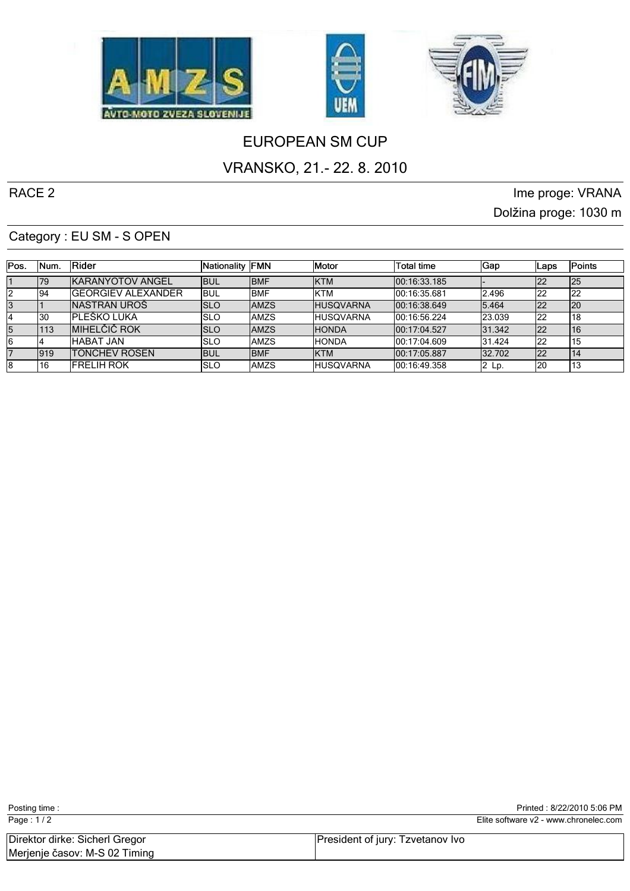# EUROPEAN SM CUP

## VRANSKO, 21.- 22. 8. 2010

RACE 2

Ime proge: VRANA

Dolžina proge: 1030 m

Category : EU SM - S OPEN

| Pos. | Num. | Rider | Nationality | FMN | Motor | Total time | Gap | Laps | Points |
|---|---|---|---|---|---|---|---|---|---|
| 1 | 79 | KARANYOTOV ANGEL | BUL | BMF | KTM | 00:16:33.185 | - | 22 | 25 |
| 2 | 94 | GEORGIEV ALEXANDER | BUL | BMF | KTM | 00:16:35.681 | 2.496 | 22 | 22 |
| 3 | 1 | NASTRAN UROŠ | SLO | AMZS | HUSQVARNA | 00:16:38.649 | 5.464 | 22 | 20 |
| 4 | 30 | PLEŠKO LUKA | SLO | AMZS | HUSQVARNA | 00:16:56.224 | 23.039 | 22 | 18 |
| 5 | 113 | MIHELČIČ ROK | SLO | AMZS | HONDA | 00:17:04.527 | 31.342 | 22 | 16 |
| 6 | 4 | HABAT JAN | SLO | AMZS | HONDA | 00:17:04.609 | 31.424 | 22 | 15 |
| 7 | 919 | TONCHEV ROSEN | BUL | BMF | KTM | 00:17:05.887 | 32.702 | 22 | 14 |
| 8 | 16 | FRELIH ROK | SLO | AMZS | HUSQVARNA | 00:16:49.358 | 2 Lp. | 20 | 13 |

Posting time :

Printed : 8/22/2010 5:06 PM

Elite software v2 - www.chronelec.com

| Direktor dirke: Sicherl Gregor | President of jury: Tzvetanov Ivo |
|---|---|
| Merjenje časov: M-S 02 Timing | |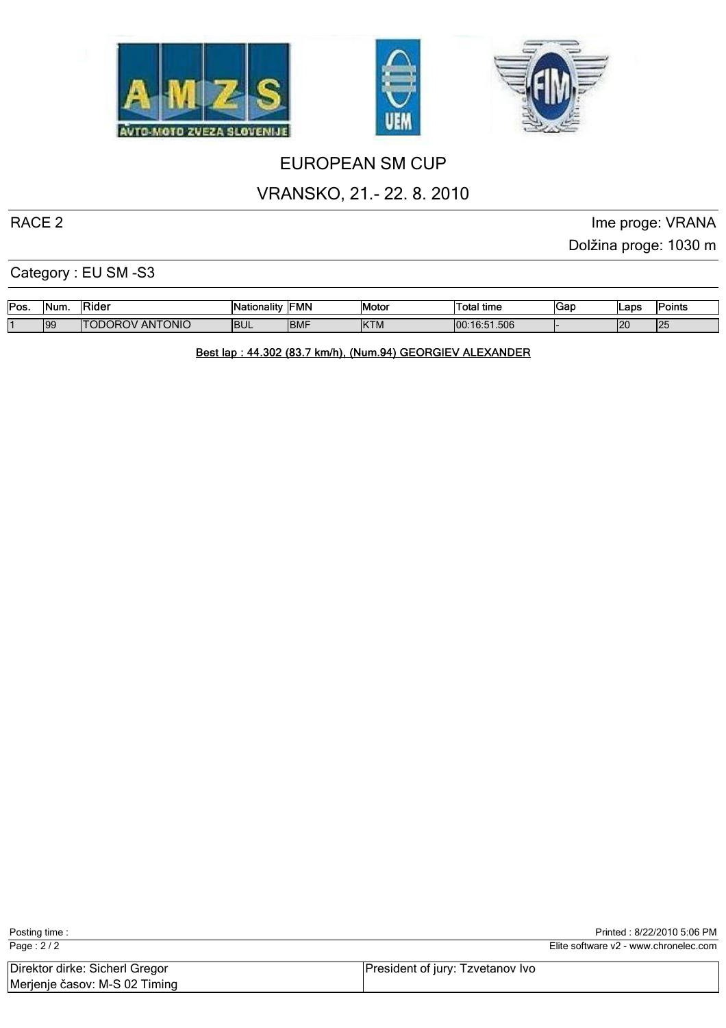# EUROPEAN SM CUP

## VRANSKO, 21.- 22. 8. 2010

RACE 2

Ime proge: VRANA

Dolžina proge: 1030 m

Category : EU SM -S3

| Pos. | Num. | Rider | Nationality | FMN | Motor | Total time | Gap | Laps | Points |
|---|---|---|---|---|---|---|---|---|---|
| 1 | 99 | TODOROV ANTONIO | BUL | BMF | KTM | 00:16:51.506 | - | 20 | 25 |

Best lap : 44.302 (83.7 km/h), (Num.94) GEORGIEV ALEXANDER

Posting time :

Printed : 8/22/2010 5:06 PM

Elite software v2 - www.chronelec.com

| | |
|---|---|
| Direktor dirke: Sicherl Gregor | President of jury: Tzvetanov Ivo |
| Merjenje časov: M-S 02 Timing | |